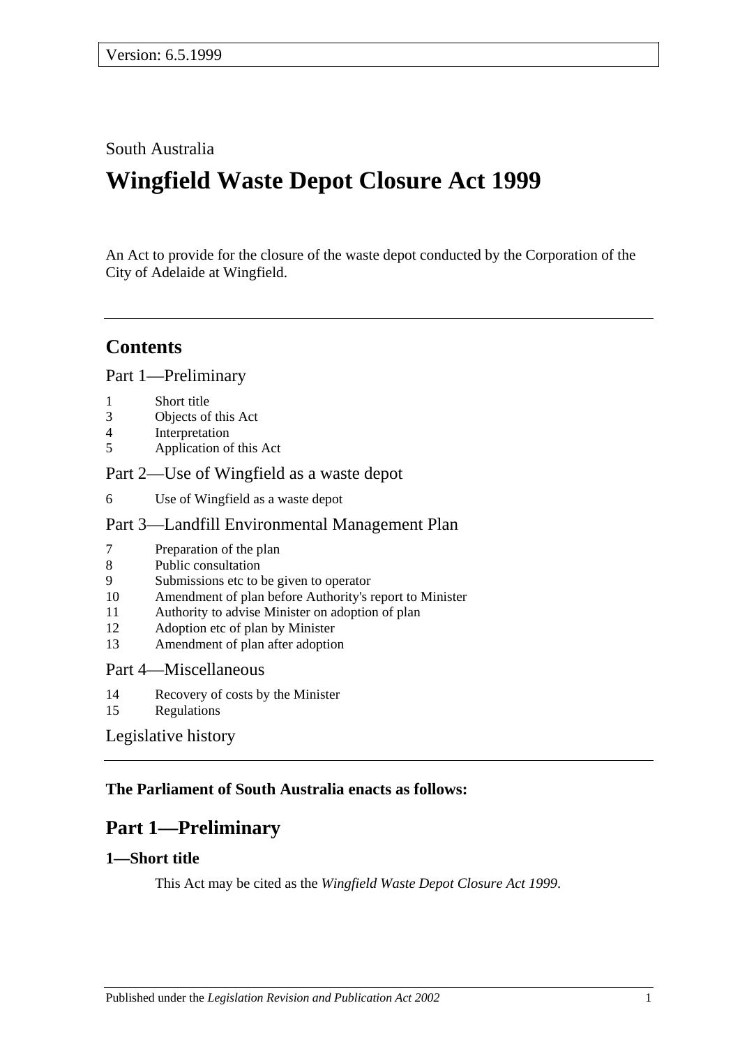Version: 6.5.1999

South Australia

# Wingfield Waste Depot Closure Act 1999

An Act to provide for the closure of the waste depot conducted by the Corporation of the City of Adelaide at Wingfield.

## Contents

Part 1—Preliminary

1 Short title
3 Objects of this Act
4 Interpretation
5 Application of this Act

Part 2—Use of Wingfield as a waste depot

6 Use of Wingfield as a waste depot

Part 3—Landfill Environmental Management Plan

7 Preparation of the plan
8 Public consultation
9 Submissions etc to be given to operator
10 Amendment of plan before Authority's report to Minister
11 Authority to advise Minister on adoption of plan
12 Adoption etc of plan by Minister
13 Amendment of plan after adoption

Part 4—Miscellaneous

14 Recovery of costs by the Minister
15 Regulations

Legislative history

**The Parliament of South Australia enacts as follows:**

## Part 1—Preliminary

### 1—Short title

This Act may be cited as the *Wingfield Waste Depot Closure Act 1999*.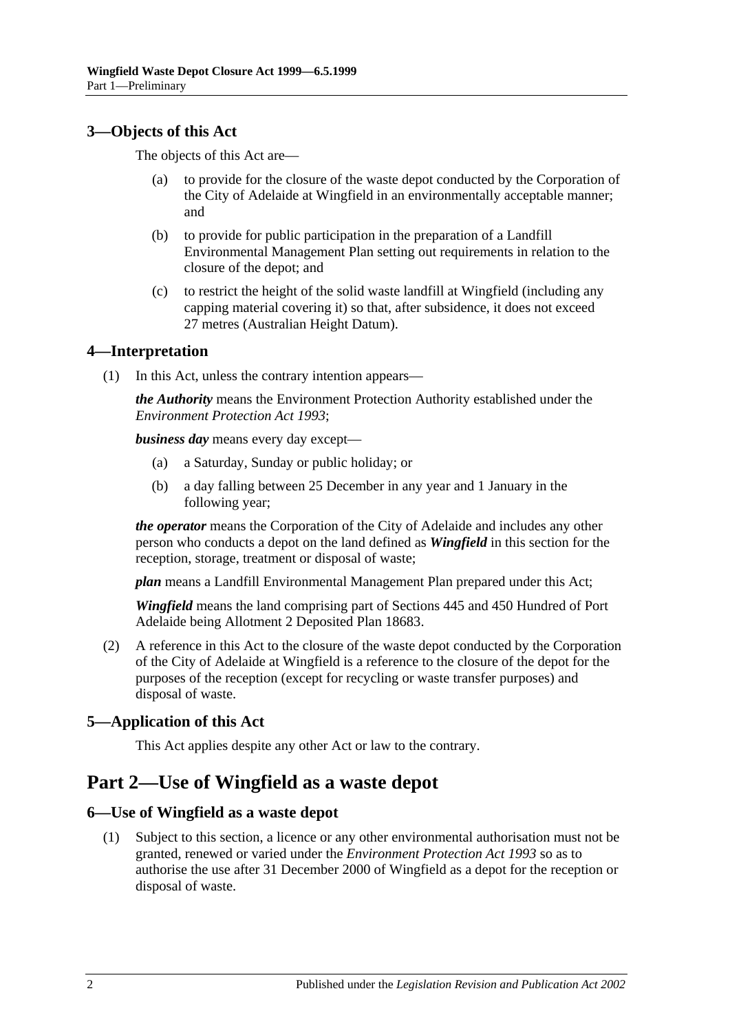### 3—Objects of this Act

The objects of this Act are—

(a) to provide for the closure of the waste depot conducted by the Corporation of the City of Adelaide at Wingfield in an environmentally acceptable manner; and

(b) to provide for public participation in the preparation of a Landfill Environmental Management Plan setting out requirements in relation to the closure of the depot; and

(c) to restrict the height of the solid waste landfill at Wingfield (including any capping material covering it) so that, after subsidence, it does not exceed 27 metres (Australian Height Datum).

### 4—Interpretation

(1) In this Act, unless the contrary intention appears—

***the Authority*** means the Environment Protection Authority established under the *Environment Protection Act 1993*;

***business day*** means every day except—

(a) a Saturday, Sunday or public holiday; or

(b) a day falling between 25 December in any year and 1 January in the following year;

***the operator*** means the Corporation of the City of Adelaide and includes any other person who conducts a depot on the land defined as ***Wingfield*** in this section for the reception, storage, treatment or disposal of waste;

***plan*** means a Landfill Environmental Management Plan prepared under this Act;

***Wingfield*** means the land comprising part of Sections 445 and 450 Hundred of Port Adelaide being Allotment 2 Deposited Plan 18683.

(2) A reference in this Act to the closure of the waste depot conducted by the Corporation of the City of Adelaide at Wingfield is a reference to the closure of the depot for the purposes of the reception (except for recycling or waste transfer purposes) and disposal of waste.

### 5—Application of this Act

This Act applies despite any other Act or law to the contrary.

## Part 2—Use of Wingfield as a waste depot

### 6—Use of Wingfield as a waste depot

(1) Subject to this section, a licence or any other environmental authorisation must not be granted, renewed or varied under the *Environment Protection Act 1993* so as to authorise the use after 31 December 2000 of Wingfield as a depot for the reception or disposal of waste.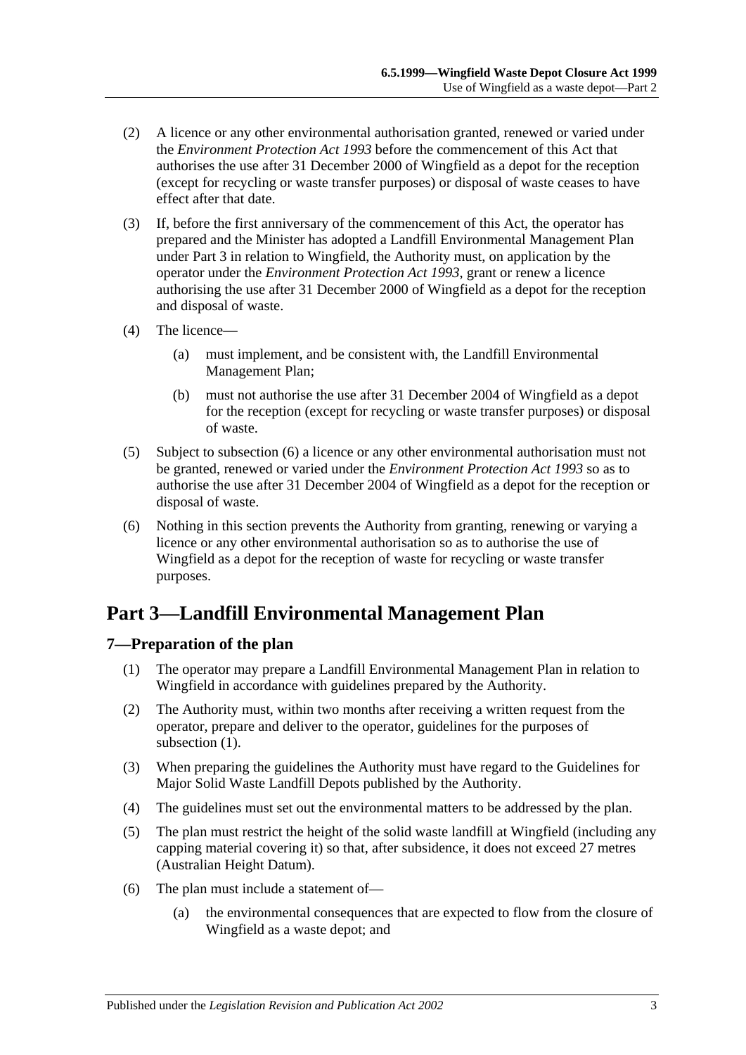(2) A licence or any other environmental authorisation granted, renewed or varied under the *Environment Protection Act 1993* before the commencement of this Act that authorises the use after 31 December 2000 of Wingfield as a depot for the reception (except for recycling or waste transfer purposes) or disposal of waste ceases to have effect after that date.

(3) If, before the first anniversary of the commencement of this Act, the operator has prepared and the Minister has adopted a Landfill Environmental Management Plan under Part 3 in relation to Wingfield, the Authority must, on application by the operator under the *Environment Protection Act 1993*, grant or renew a licence authorising the use after 31 December 2000 of Wingfield as a depot for the reception and disposal of waste.

(4) The licence—

  (a) must implement, and be consistent with, the Landfill Environmental Management Plan;

  (b) must not authorise the use after 31 December 2004 of Wingfield as a depot for the reception (except for recycling or waste transfer purposes) or disposal of waste.

(5) Subject to subsection (6) a licence or any other environmental authorisation must not be granted, renewed or varied under the *Environment Protection Act 1993* so as to authorise the use after 31 December 2004 of Wingfield as a depot for the reception or disposal of waste.

(6) Nothing in this section prevents the Authority from granting, renewing or varying a licence or any other environmental authorisation so as to authorise the use of Wingfield as a depot for the reception of waste for recycling or waste transfer purposes.

# Part 3—Landfill Environmental Management Plan

## 7—Preparation of the plan

(1) The operator may prepare a Landfill Environmental Management Plan in relation to Wingfield in accordance with guidelines prepared by the Authority.

(2) The Authority must, within two months after receiving a written request from the operator, prepare and deliver to the operator, guidelines for the purposes of subsection (1).

(3) When preparing the guidelines the Authority must have regard to the Guidelines for Major Solid Waste Landfill Depots published by the Authority.

(4) The guidelines must set out the environmental matters to be addressed by the plan.

(5) The plan must restrict the height of the solid waste landfill at Wingfield (including any capping material covering it) so that, after subsidence, it does not exceed 27 metres (Australian Height Datum).

(6) The plan must include a statement of—

  (a) the environmental consequences that are expected to flow from the closure of Wingfield as a waste depot; and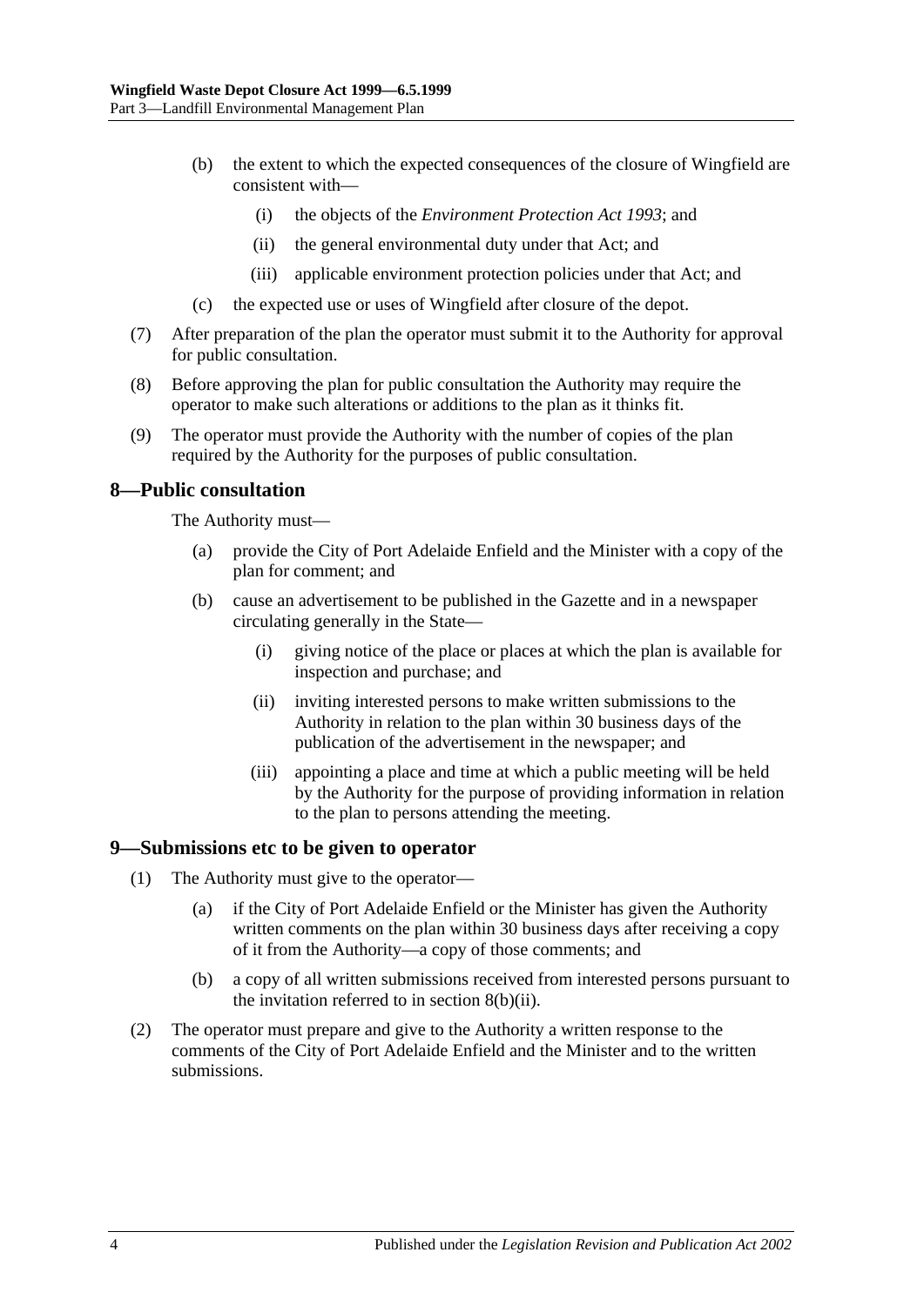(b) the extent to which the expected consequences of the closure of Wingfield are consistent with—

(i) the objects of the *Environment Protection Act 1993*; and

(ii) the general environmental duty under that Act; and

(iii) applicable environment protection policies under that Act; and

(c) the expected use or uses of Wingfield after closure of the depot.

(7) After preparation of the plan the operator must submit it to the Authority for approval for public consultation.

(8) Before approving the plan for public consultation the Authority may require the operator to make such alterations or additions to the plan as it thinks fit.

(9) The operator must provide the Authority with the number of copies of the plan required by the Authority for the purposes of public consultation.

## 8—Public consultation

The Authority must—

(a) provide the City of Port Adelaide Enfield and the Minister with a copy of the plan for comment; and

(b) cause an advertisement to be published in the Gazette and in a newspaper circulating generally in the State—

(i) giving notice of the place or places at which the plan is available for inspection and purchase; and

(ii) inviting interested persons to make written submissions to the Authority in relation to the plan within 30 business days of the publication of the advertisement in the newspaper; and

(iii) appointing a place and time at which a public meeting will be held by the Authority for the purpose of providing information in relation to the plan to persons attending the meeting.

## 9—Submissions etc to be given to operator

(1) The Authority must give to the operator—

(a) if the City of Port Adelaide Enfield or the Minister has given the Authority written comments on the plan within 30 business days after receiving a copy of it from the Authority—a copy of those comments; and

(b) a copy of all written submissions received from interested persons pursuant to the invitation referred to in section 8(b)(ii).

(2) The operator must prepare and give to the Authority a written response to the comments of the City of Port Adelaide Enfield and the Minister and to the written submissions.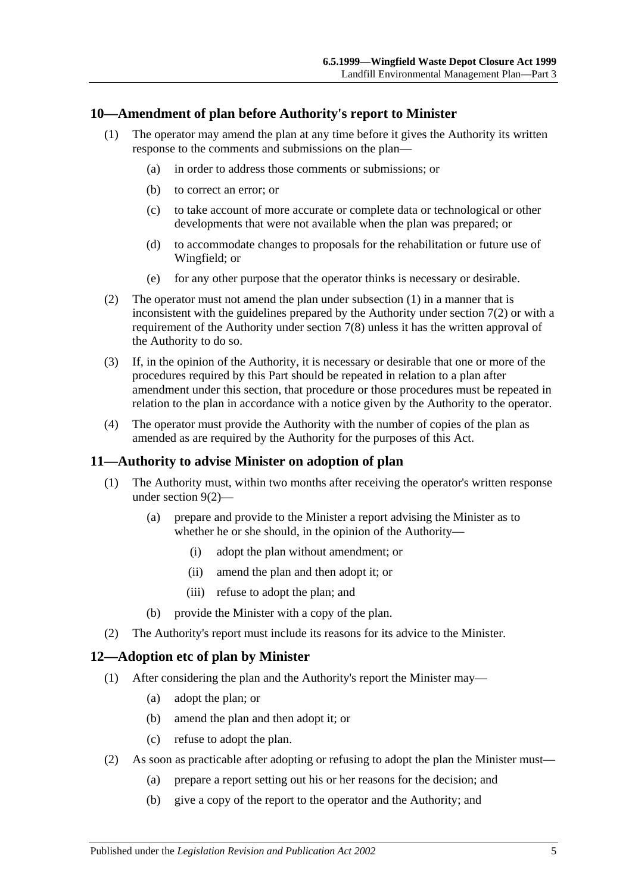## 10—Amendment of plan before Authority's report to Minister

(1) The operator may amend the plan at any time before it gives the Authority its written response to the comments and submissions on the plan—

(a) in order to address those comments or submissions; or

(b) to correct an error; or

(c) to take account of more accurate or complete data or technological or other developments that were not available when the plan was prepared; or

(d) to accommodate changes to proposals for the rehabilitation or future use of Wingfield; or

(e) for any other purpose that the operator thinks is necessary or desirable.

(2) The operator must not amend the plan under subsection (1) in a manner that is inconsistent with the guidelines prepared by the Authority under section 7(2) or with a requirement of the Authority under section 7(8) unless it has the written approval of the Authority to do so.

(3) If, in the opinion of the Authority, it is necessary or desirable that one or more of the procedures required by this Part should be repeated in relation to a plan after amendment under this section, that procedure or those procedures must be repeated in relation to the plan in accordance with a notice given by the Authority to the operator.

(4) The operator must provide the Authority with the number of copies of the plan as amended as are required by the Authority for the purposes of this Act.

## 11—Authority to advise Minister on adoption of plan

(1) The Authority must, within two months after receiving the operator's written response under section 9(2)—

(a) prepare and provide to the Minister a report advising the Minister as to whether he or she should, in the opinion of the Authority—

(i) adopt the plan without amendment; or

(ii) amend the plan and then adopt it; or

(iii) refuse to adopt the plan; and

(b) provide the Minister with a copy of the plan.

(2) The Authority's report must include its reasons for its advice to the Minister.

## 12—Adoption etc of plan by Minister

(1) After considering the plan and the Authority's report the Minister may—

(a) adopt the plan; or

(b) amend the plan and then adopt it; or

(c) refuse to adopt the plan.

(2) As soon as practicable after adopting or refusing to adopt the plan the Minister must—

(a) prepare a report setting out his or her reasons for the decision; and

(b) give a copy of the report to the operator and the Authority; and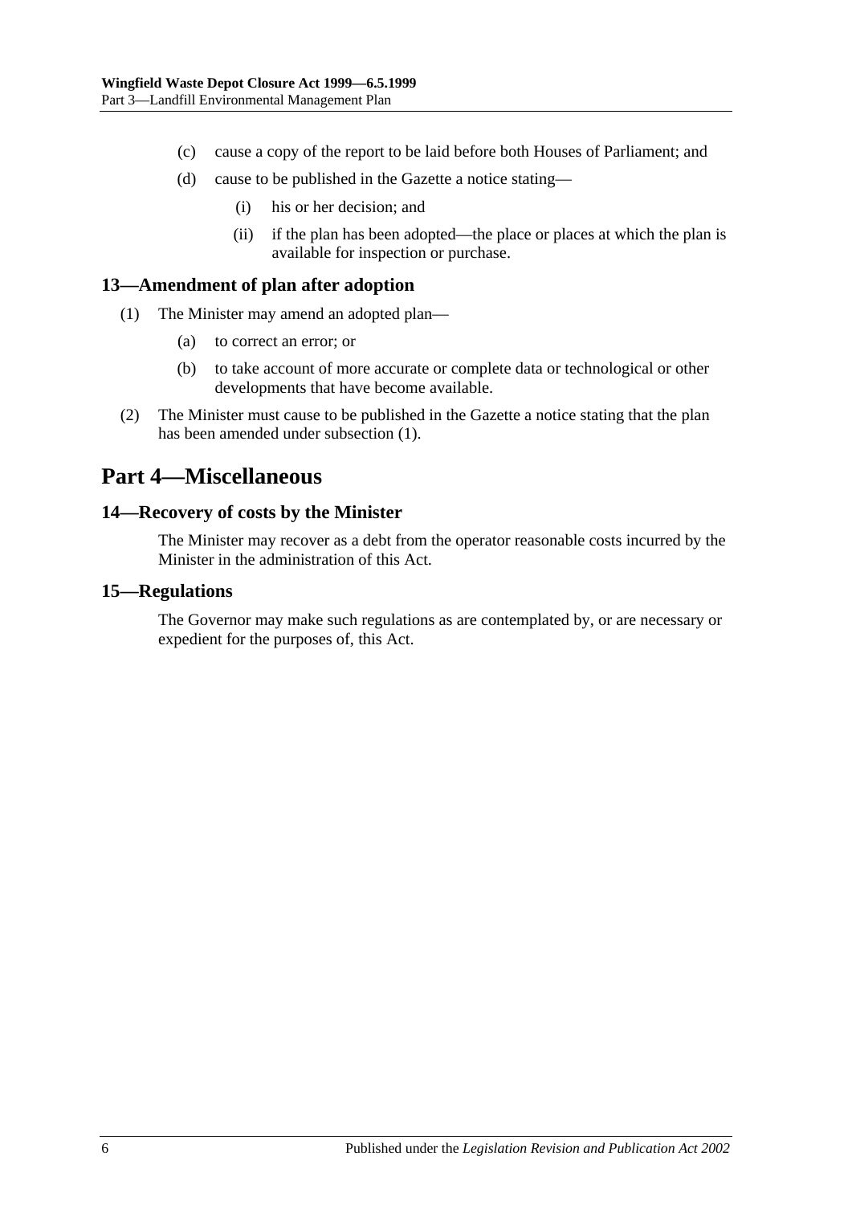(c) cause a copy of the report to be laid before both Houses of Parliament; and

(d) cause to be published in the Gazette a notice stating—

(i) his or her decision; and

(ii) if the plan has been adopted—the place or places at which the plan is available for inspection or purchase.

### 13—Amendment of plan after adoption

(1) The Minister may amend an adopted plan—

(a) to correct an error; or

(b) to take account of more accurate or complete data or technological or other developments that have become available.

(2) The Minister must cause to be published in the Gazette a notice stating that the plan has been amended under subsection (1).

## Part 4—Miscellaneous

### 14—Recovery of costs by the Minister

The Minister may recover as a debt from the operator reasonable costs incurred by the Minister in the administration of this Act.

### 15—Regulations

The Governor may make such regulations as are contemplated by, or are necessary or expedient for the purposes of, this Act.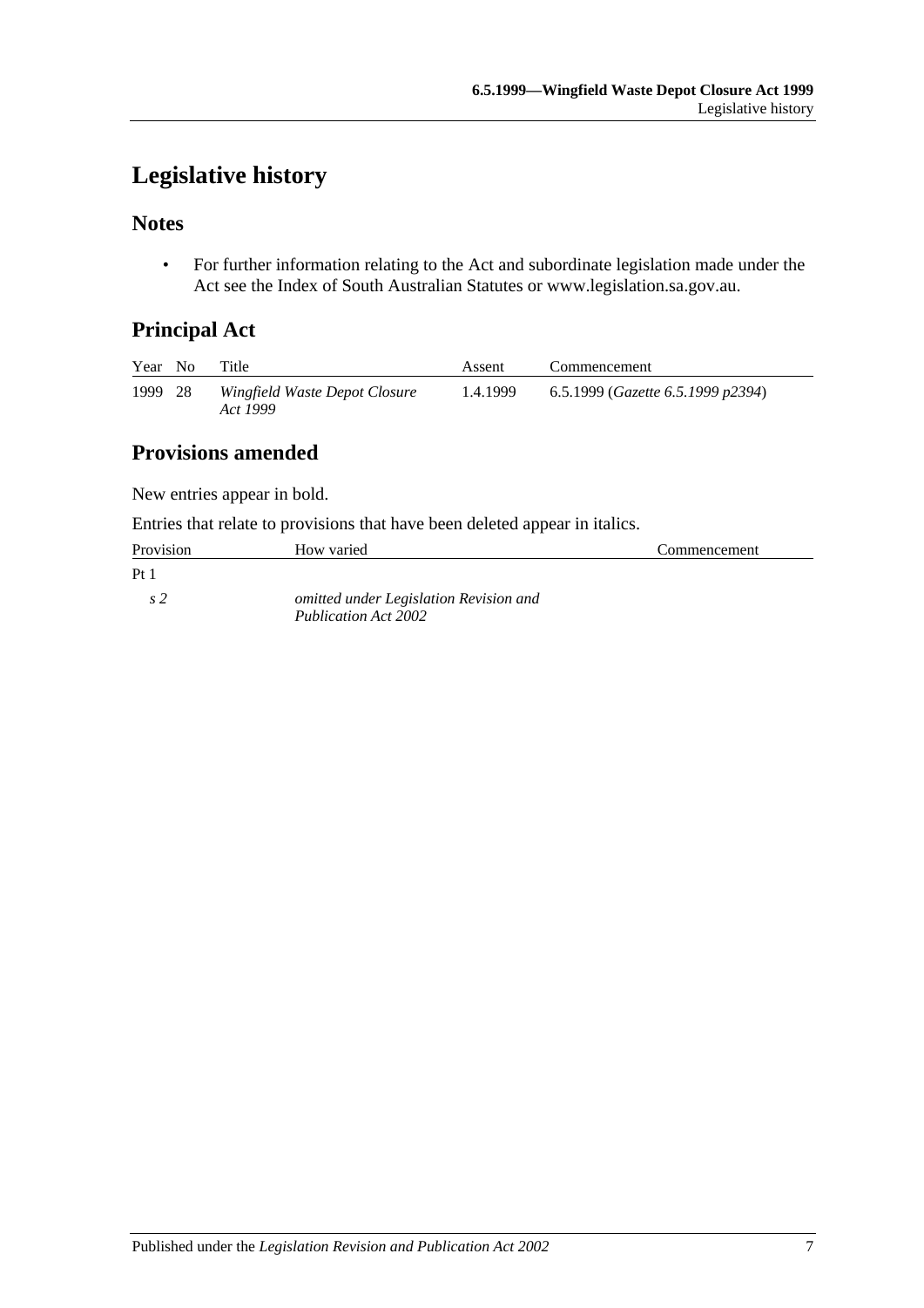# Legislative history

## Notes

- For further information relating to the Act and subordinate legislation made under the Act see the Index of South Australian Statutes or www.legislation.sa.gov.au.

## Principal Act

| Year | No | Title | Assent | Commencement |
|---|---|---|---|---|
| 1999 | 28 | *Wingfield Waste Depot Closure Act 1999* | 1.4.1999 | 6.5.1999 (*Gazette 6.5.1999 p2394*) |

## Provisions amended

New entries appear in bold.

Entries that relate to provisions that have been deleted appear in italics.

| Provision | How varied | Commencement |
|---|---|---|
| Pt 1 | | |
| *s 2* | *omitted under Legislation Revision and Publication Act 2002* | |